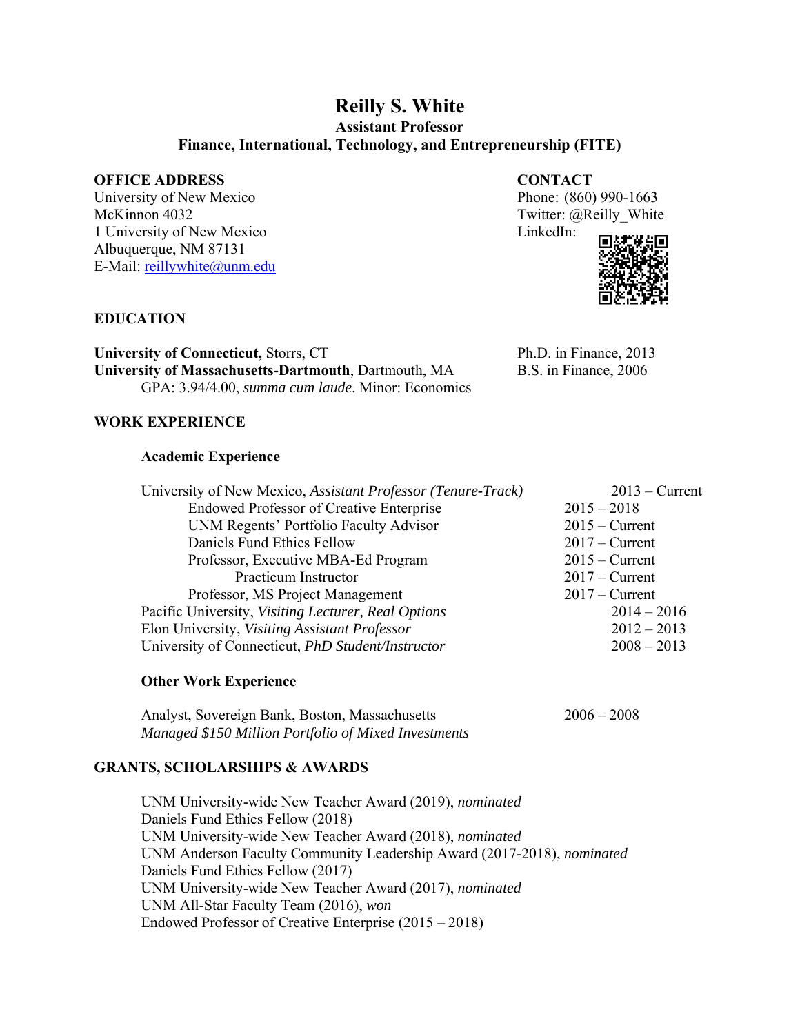# Reilly S. White

**Assistant Professor**

**Finance, International, Technology, and Entrepreneurship (FITE)**

**OFFICE ADDRESS**

University of New Mexico
McKinnon 4032
1 University of New Mexico
Albuquerque, NM 87131
E-Mail: reillywhite@unm.edu

**CONTACT**

Phone: (860) 990-1663
Twitter: @Reilly_White
LinkedIn:

## EDUCATION

**University of Connecticut,** Storrs, CT — Ph.D. in Finance, 2013

**University of Massachusetts-Dartmouth**, Dartmouth, MA — B.S. in Finance, 2006
GPA: 3.94/4.00, *summa cum laude*. Minor: Economics

## WORK EXPERIENCE

### Academic Experience

| | |
|---|---|
| University of New Mexico, *Assistant Professor (Tenure-Track)* | 2013 – Current |
| Endowed Professor of Creative Enterprise | 2015 – 2018 |
| UNM Regents' Portfolio Faculty Advisor | 2015 – Current |
| Daniels Fund Ethics Fellow | 2017 – Current |
| Professor, Executive MBA-Ed Program | 2015 – Current |
| Practicum Instructor | 2017 – Current |
| Professor, MS Project Management | 2017 – Current |
| Pacific University, *Visiting Lecturer, Real Options* | 2014 – 2016 |
| Elon University, *Visiting Assistant Professor* | 2012 – 2013 |
| University of Connecticut, *PhD Student/Instructor* | 2008 – 2013 |

### Other Work Experience

Analyst, Sovereign Bank, Boston, Massachusetts — 2006 – 2008
*Managed $150 Million Portfolio of Mixed Investments*

## GRANTS, SCHOLARSHIPS & AWARDS

UNM University-wide New Teacher Award (2019), *nominated*
Daniels Fund Ethics Fellow (2018)
UNM University-wide New Teacher Award (2018), *nominated*
UNM Anderson Faculty Community Leadership Award (2017-2018), *nominated*
Daniels Fund Ethics Fellow (2017)
UNM University-wide New Teacher Award (2017), *nominated*
UNM All-Star Faculty Team (2016), *won*
Endowed Professor of Creative Enterprise (2015 – 2018)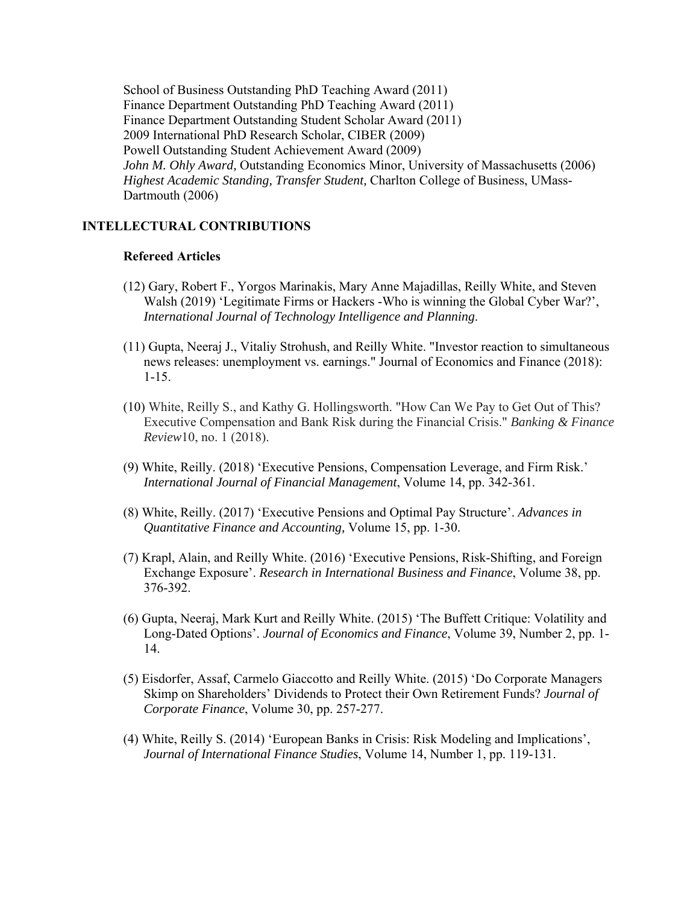School of Business Outstanding PhD Teaching Award (2011)
Finance Department Outstanding PhD Teaching Award (2011)
Finance Department Outstanding Student Scholar Award (2011)
2009 International PhD Research Scholar, CIBER (2009)
Powell Outstanding Student Achievement Award (2009)
*John M. Ohly Award,* Outstanding Economics Minor, University of Massachusetts (2006)
*Highest Academic Standing, Transfer Student,* Charlton College of Business, UMass-Dartmouth (2006)

## INTELLECTUAL CONTRIBUTIONS

### Refereed Articles

(12) Gary, Robert F., Yorgos Marinakis, Mary Anne Majadillas, Reilly White, and Steven Walsh (2019) 'Legitimate Firms or Hackers -Who is winning the Global Cyber War?', *International Journal of Technology Intelligence and Planning*.

(11) Gupta, Neeraj J., Vitaliy Strohush, and Reilly White. "Investor reaction to simultaneous news releases: unemployment vs. earnings." Journal of Economics and Finance (2018): 1-15.

(10) White, Reilly S., and Kathy G. Hollingsworth. "How Can We Pay to Get Out of This? Executive Compensation and Bank Risk during the Financial Crisis." *Banking & Finance Review*10, no. 1 (2018).

(9) White, Reilly. (2018) 'Executive Pensions, Compensation Leverage, and Firm Risk.' *International Journal of Financial Management*, Volume 14, pp. 342-361.

(8) White, Reilly. (2017) 'Executive Pensions and Optimal Pay Structure'. *Advances in Quantitative Finance and Accounting,* Volume 15, pp. 1-30.

(7) Krapl, Alain, and Reilly White. (2016) 'Executive Pensions, Risk-Shifting, and Foreign Exchange Exposure'. *Research in International Business and Finance*, Volume 38, pp. 376-392.

(6) Gupta, Neeraj, Mark Kurt and Reilly White. (2015) 'The Buffett Critique: Volatility and Long-Dated Options'. *Journal of Economics and Finance*, Volume 39, Number 2, pp. 1-14.

(5) Eisdorfer, Assaf, Carmelo Giaccotto and Reilly White. (2015) 'Do Corporate Managers Skimp on Shareholders' Dividends to Protect their Own Retirement Funds? *Journal of Corporate Finance*, Volume 30, pp. 257-277.

(4) White, Reilly S. (2014) 'European Banks in Crisis: Risk Modeling and Implications', *Journal of International Finance Studies*, Volume 14, Number 1, pp. 119-131.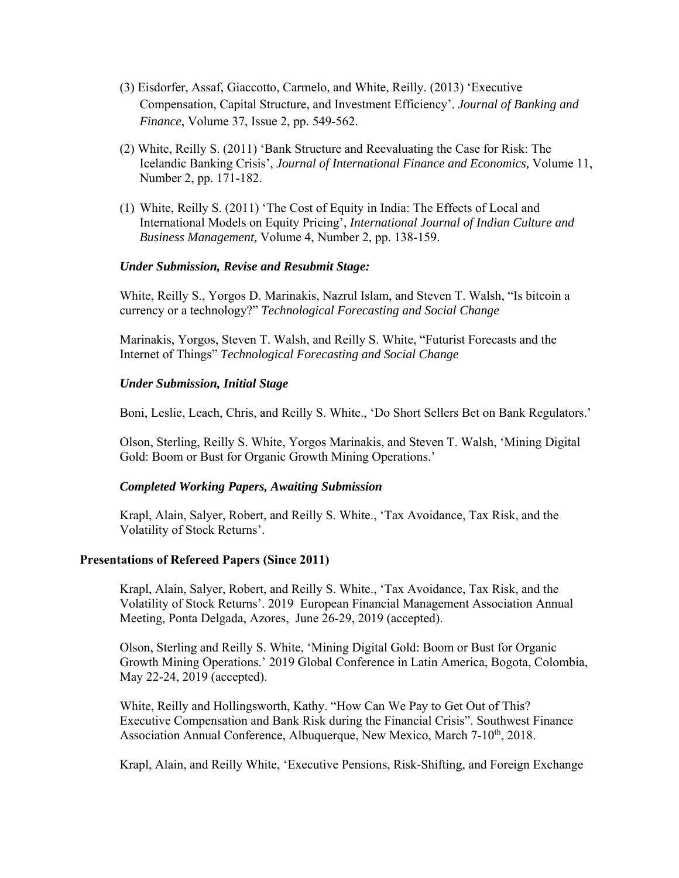(3) Eisdorfer, Assaf, Giaccotto, Carmelo, and White, Reilly. (2013) 'Executive Compensation, Capital Structure, and Investment Efficiency'. *Journal of Banking and Finance*, Volume 37, Issue 2, pp. 549-562.

(2) White, Reilly S. (2011) 'Bank Structure and Reevaluating the Case for Risk: The Icelandic Banking Crisis', *Journal of International Finance and Economics,* Volume 11, Number 2, pp. 171-182.

(1) White, Reilly S. (2011) 'The Cost of Equity in India: The Effects of Local and International Models on Equity Pricing', *International Journal of Indian Culture and Business Management,* Volume 4, Number 2, pp. 138-159.

***Under Submission, Revise and Resubmit Stage:***

White, Reilly S., Yorgos D. Marinakis, Nazrul Islam, and Steven T. Walsh, "Is bitcoin a currency or a technology?" *Technological Forecasting and Social Change*

Marinakis, Yorgos, Steven T. Walsh, and Reilly S. White, "Futurist Forecasts and the Internet of Things" *Technological Forecasting and Social Change*

***Under Submission, Initial Stage***

Boni, Leslie, Leach, Chris, and Reilly S. White., 'Do Short Sellers Bet on Bank Regulators.'

Olson, Sterling, Reilly S. White, Yorgos Marinakis, and Steven T. Walsh, 'Mining Digital Gold: Boom or Bust for Organic Growth Mining Operations.'

***Completed Working Papers, Awaiting Submission***

Krapl, Alain, Salyer, Robert, and Reilly S. White., 'Tax Avoidance, Tax Risk, and the Volatility of Stock Returns'.

**Presentations of Refereed Papers (Since 2011)**

Krapl, Alain, Salyer, Robert, and Reilly S. White., 'Tax Avoidance, Tax Risk, and the Volatility of Stock Returns'. 2019 European Financial Management Association Annual Meeting, Ponta Delgada, Azores, June 26-29, 2019 (accepted).

Olson, Sterling and Reilly S. White, 'Mining Digital Gold: Boom or Bust for Organic Growth Mining Operations.' 2019 Global Conference in Latin America, Bogota, Colombia, May 22-24, 2019 (accepted).

White, Reilly and Hollingsworth, Kathy. "How Can We Pay to Get Out of This? Executive Compensation and Bank Risk during the Financial Crisis". Southwest Finance Association Annual Conference, Albuquerque, New Mexico, March 7-10th, 2018.

Krapl, Alain, and Reilly White, 'Executive Pensions, Risk-Shifting, and Foreign Exchange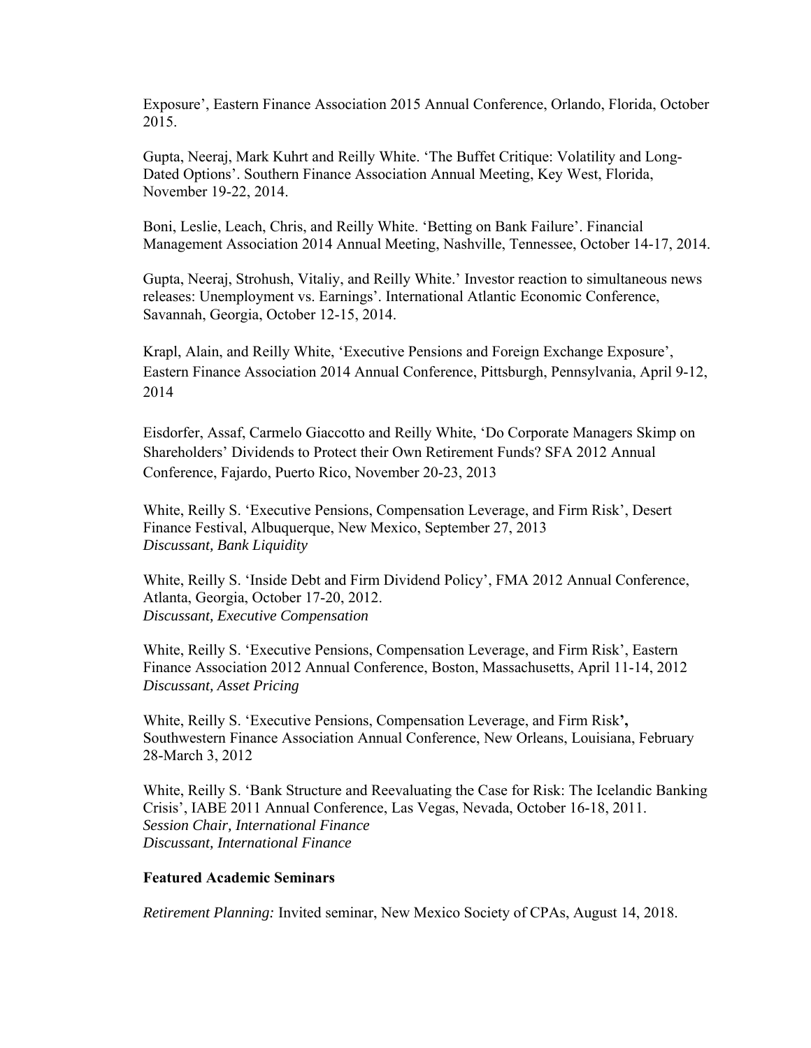Exposure', Eastern Finance Association 2015 Annual Conference, Orlando, Florida, October 2015.

Gupta, Neeraj, Mark Kuhrt and Reilly White. 'The Buffet Critique: Volatility and Long-Dated Options'. Southern Finance Association Annual Meeting, Key West, Florida, November 19-22, 2014.

Boni, Leslie, Leach, Chris, and Reilly White. 'Betting on Bank Failure'. Financial Management Association 2014 Annual Meeting, Nashville, Tennessee, October 14-17, 2014.

Gupta, Neeraj, Strohush, Vitaliy, and Reilly White.' Investor reaction to simultaneous news releases: Unemployment vs. Earnings'. International Atlantic Economic Conference, Savannah, Georgia, October 12-15, 2014.

Krapl, Alain, and Reilly White, 'Executive Pensions and Foreign Exchange Exposure', Eastern Finance Association 2014 Annual Conference, Pittsburgh, Pennsylvania, April 9-12, 2014

Eisdorfer, Assaf, Carmelo Giaccotto and Reilly White, 'Do Corporate Managers Skimp on Shareholders' Dividends to Protect their Own Retirement Funds? SFA 2012 Annual Conference, Fajardo, Puerto Rico, November 20-23, 2013

White, Reilly S. 'Executive Pensions, Compensation Leverage, and Firm Risk', Desert Finance Festival, Albuquerque, New Mexico, September 27, 2013
*Discussant, Bank Liquidity*

White, Reilly S. 'Inside Debt and Firm Dividend Policy', FMA 2012 Annual Conference, Atlanta, Georgia, October 17-20, 2012.
*Discussant, Executive Compensation*

White, Reilly S. 'Executive Pensions, Compensation Leverage, and Firm Risk', Eastern Finance Association 2012 Annual Conference, Boston, Massachusetts, April 11-14, 2012
*Discussant, Asset Pricing*

White, Reilly S. 'Executive Pensions, Compensation Leverage, and Firm Risk**',** Southwestern Finance Association Annual Conference, New Orleans, Louisiana, February 28-March 3, 2012

White, Reilly S. 'Bank Structure and Reevaluating the Case for Risk: The Icelandic Banking Crisis', IABE 2011 Annual Conference, Las Vegas, Nevada, October 16-18, 2011.
*Session Chair, International Finance*
*Discussant, International Finance*

**Featured Academic Seminars**

*Retirement Planning:* Invited seminar, New Mexico Society of CPAs, August 14, 2018.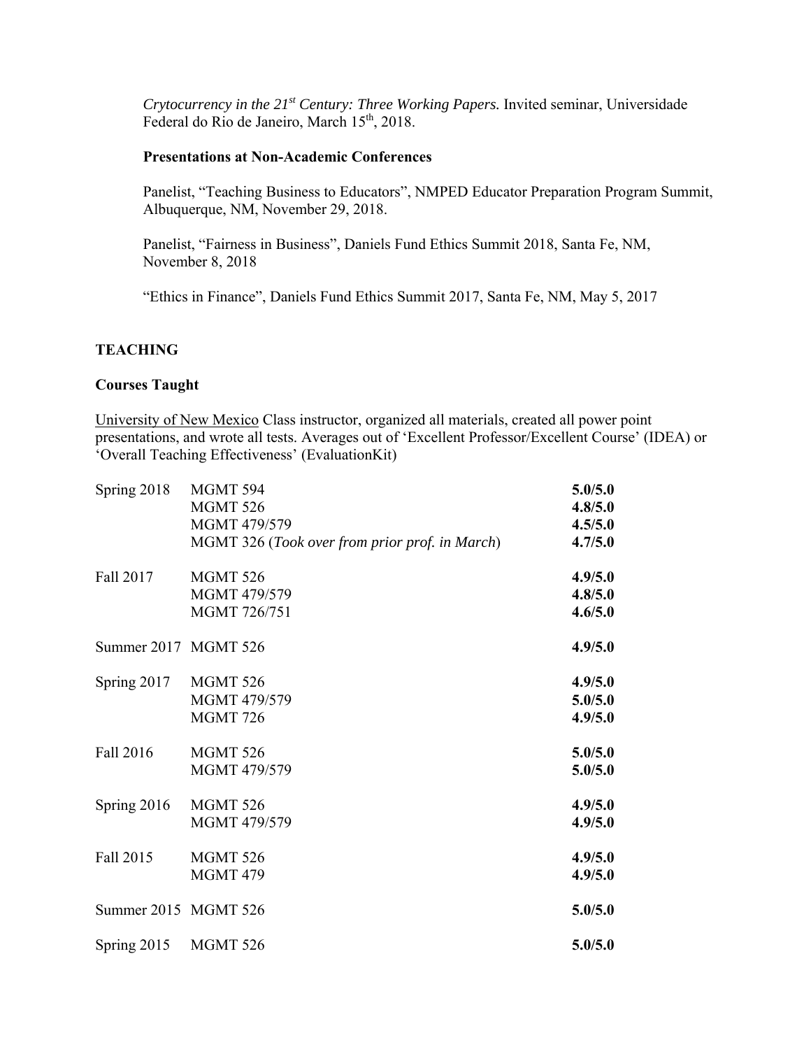*Crytocurrency in the 21st Century: Three Working Papers.* Invited seminar, Universidade Federal do Rio de Janeiro, March 15th, 2018.

**Presentations at Non-Academic Conferences**

Panelist, "Teaching Business to Educators", NMPED Educator Preparation Program Summit, Albuquerque, NM, November 29, 2018.

Panelist, "Fairness in Business", Daniels Fund Ethics Summit 2018, Santa Fe, NM, November 8, 2018

"Ethics in Finance", Daniels Fund Ethics Summit 2017, Santa Fe, NM, May 5, 2017

## TEACHING

### Courses Taught

University of New Mexico Class instructor, organized all materials, created all power point presentations, and wrote all tests. Averages out of 'Excellent Professor/Excellent Course' (IDEA) or 'Overall Teaching Effectiveness' (EvaluationKit)

| Term | Course | Rating |
|---|---|---|
| Spring 2018 | MGMT 594 | **5.0/5.0** |
| | MGMT 526 | **4.8/5.0** |
| | MGMT 479/579 | **4.5/5.0** |
| | MGMT 326 (*Took over from prior prof. in March*) | **4.7/5.0** |
| Fall 2017 | MGMT 526 | **4.9/5.0** |
| | MGMT 479/579 | **4.8/5.0** |
| | MGMT 726/751 | **4.6/5.0** |
| Summer 2017 | MGMT 526 | **4.9/5.0** |
| Spring 2017 | MGMT 526 | **4.9/5.0** |
| | MGMT 479/579 | **5.0/5.0** |
| | MGMT 726 | **4.9/5.0** |
| Fall 2016 | MGMT 526 | **5.0/5.0** |
| | MGMT 479/579 | **5.0/5.0** |
| Spring 2016 | MGMT 526 | **4.9/5.0** |
| | MGMT 479/579 | **4.9/5.0** |
| Fall 2015 | MGMT 526 | **4.9/5.0** |
| | MGMT 479 | **4.9/5.0** |
| Summer 2015 | MGMT 526 | **5.0/5.0** |
| Spring 2015 | MGMT 526 | **5.0/5.0** |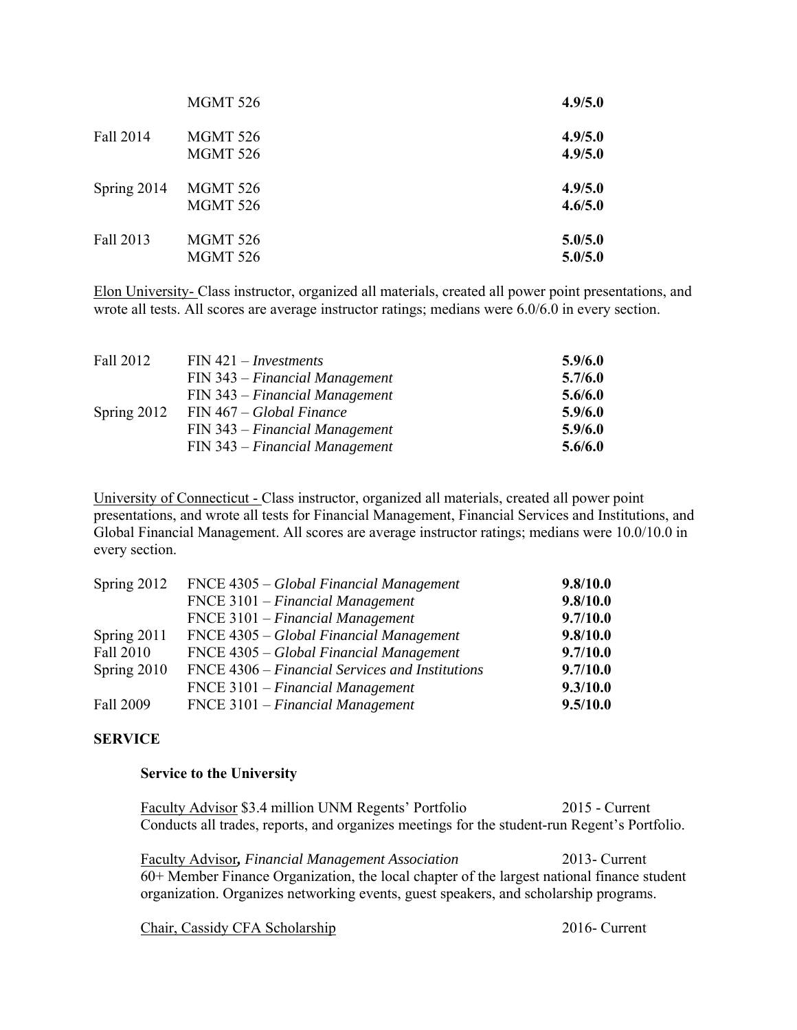| | | |
|---|---|---|
| | MGMT 526 | **4.9/5.0** |
| Fall 2014 | MGMT 526 | **4.9/5.0** |
| | MGMT 526 | **4.9/5.0** |
| Spring 2014 | MGMT 526 | **4.9/5.0** |
| | MGMT 526 | **4.6/5.0** |
| Fall 2013 | MGMT 526 | **5.0/5.0** |
| | MGMT 526 | **5.0/5.0** |

Elon University- Class instructor, organized all materials, created all power point presentations, and wrote all tests. All scores are average instructor ratings; medians were 6.0/6.0 in every section.

| | | |
|---|---|---|
| Fall 2012 | FIN 421 – *Investments* | **5.9/6.0** |
| | FIN 343 – *Financial Management* | **5.7/6.0** |
| | FIN 343 – *Financial Management* | **5.6/6.0** |
| Spring 2012 | FIN 467 – *Global Finance* | **5.9/6.0** |
| | FIN 343 – *Financial Management* | **5.9/6.0** |
| | FIN 343 – *Financial Management* | **5.6/6.0** |

University of Connecticut - Class instructor, organized all materials, created all power point presentations, and wrote all tests for Financial Management, Financial Services and Institutions, and Global Financial Management. All scores are average instructor ratings; medians were 10.0/10.0 in every section.

| | | |
|---|---|---|
| Spring 2012 | FNCE 4305 – *Global Financial Management* | **9.8/10.0** |
| | FNCE 3101 – *Financial Management* | **9.8/10.0** |
| | FNCE 3101 – *Financial Management* | **9.7/10.0** |
| Spring 2011 | FNCE 4305 – *Global Financial Management* | **9.8/10.0** |
| Fall 2010 | FNCE 4305 – *Global Financial Management* | **9.7/10.0** |
| Spring 2010 | FNCE 4306 – *Financial Services and Institutions* | **9.7/10.0** |
| | FNCE 3101 – *Financial Management* | **9.3/10.0** |
| Fall 2009 | FNCE 3101 – *Financial Management* | **9.5/10.0** |

**SERVICE**

**Service to the University**

Faculty Advisor $3.4 million UNM Regents' Portfolio 2015 - Current
Conducts all trades, reports, and organizes meetings for the student-run Regent's Portfolio.

Faculty Advisor, *Financial Management Association* 2013- Current
60+ Member Finance Organization, the local chapter of the largest national finance student organization. Organizes networking events, guest speakers, and scholarship programs.

Chair, Cassidy CFA Scholarship 2016- Current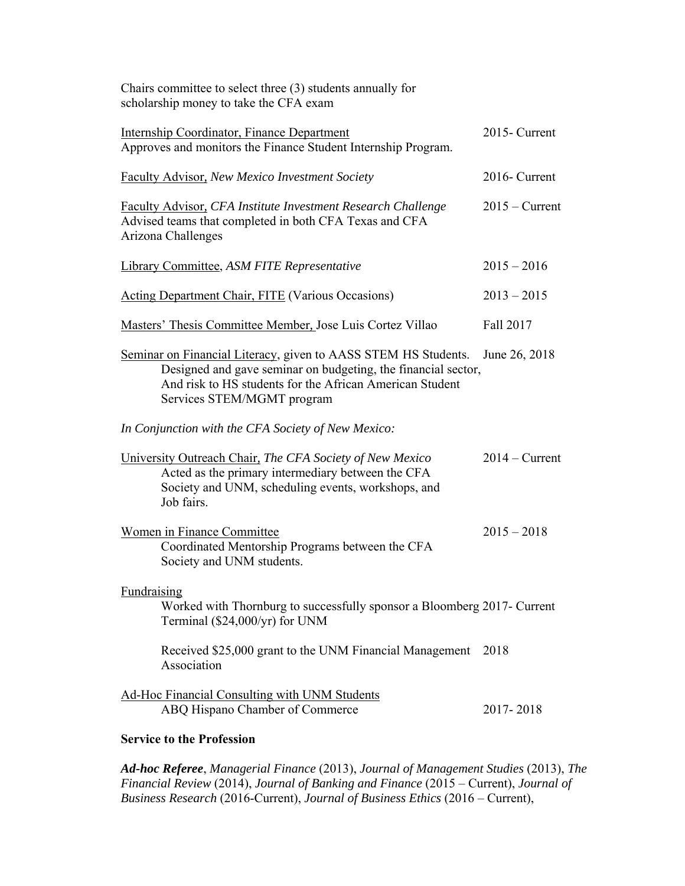Chairs committee to select three (3) students annually for scholarship money to take the CFA exam

Internship Coordinator, Finance Department — 2015- Current
Approves and monitors the Finance Student Internship Program.

Faculty Advisor, *New Mexico Investment Society* — 2016- Current

Faculty Advisor, *CFA Institute Investment Research Challenge* — 2015 – Current
Advised teams that completed in both CFA Texas and CFA Arizona Challenges

Library Committee, *ASM FITE Representative* — 2015 – 2016

Acting Department Chair, FITE (Various Occasions) — 2013 – 2015

Masters' Thesis Committee Member, Jose Luis Cortez Villao — Fall 2017

Seminar on Financial Literacy, given to AASS STEM HS Students. — June 26, 2018
Designed and gave seminar on budgeting, the financial sector, And risk to HS students for the African American Student Services STEM/MGMT program

*In Conjunction with the CFA Society of New Mexico:*

University Outreach Chair, *The CFA Society of New Mexico* — 2014 – Current
Acted as the primary intermediary between the CFA Society and UNM, scheduling events, workshops, and Job fairs.

Women in Finance Committee — 2015 – 2018
Coordinated Mentorship Programs between the CFA Society and UNM students.

Fundraising

Worked with Thornburg to successfully sponsor a Bloomberg Terminal ($24,000/yr) for UNM — 2017- Current

Received $25,000 grant to the UNM Financial Management Association — 2018

Ad-Hoc Financial Consulting with UNM Students

ABQ Hispano Chamber of Commerce — 2017- 2018

**Service to the Profession**

***Ad-hoc Referee***, *Managerial Finance* (2013), *Journal of Management Studies* (2013), *The Financial Review* (2014), *Journal of Banking and Finance* (2015 – Current), *Journal of Business Research* (2016-Current), *Journal of Business Ethics* (2016 – Current),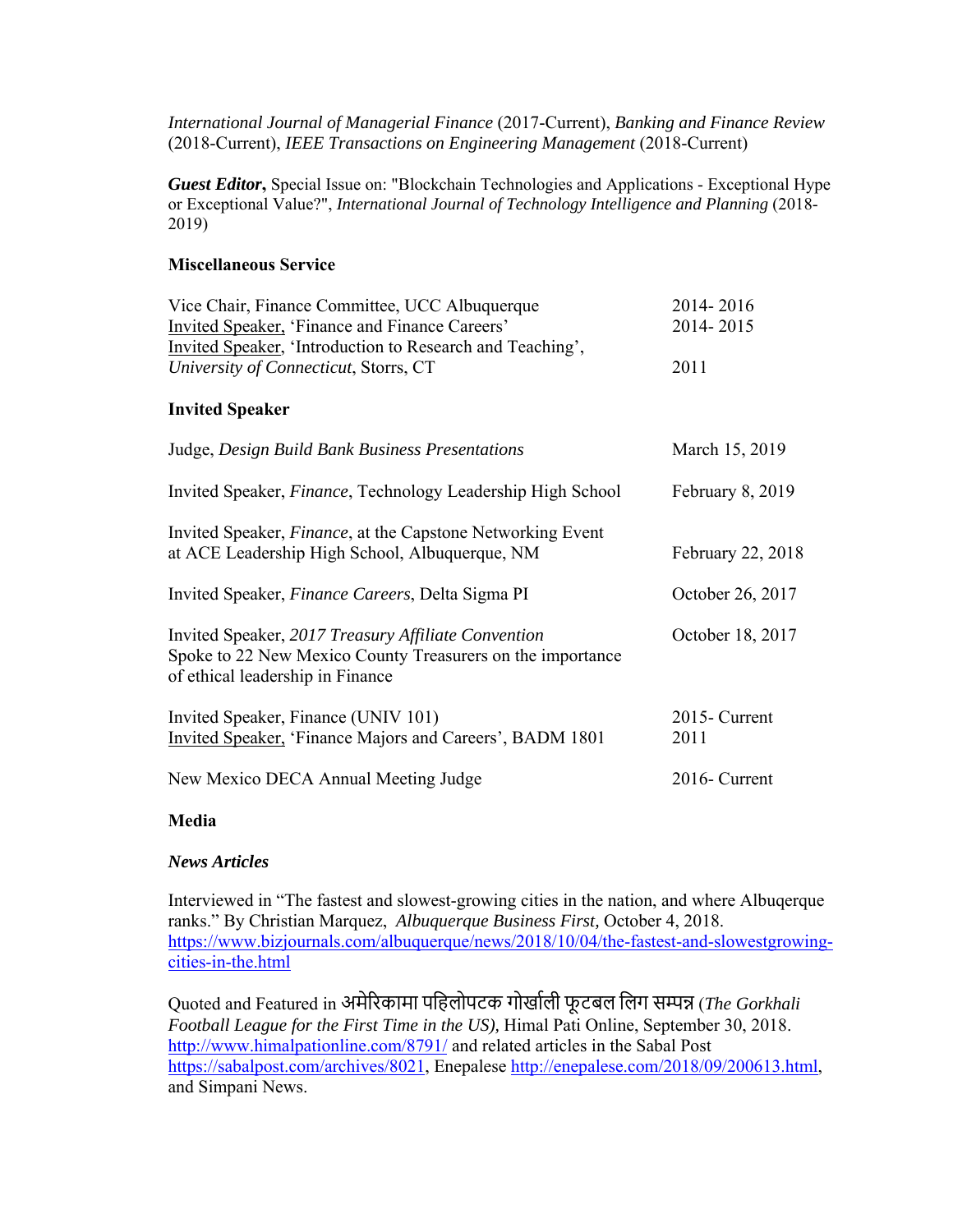*International Journal of Managerial Finance* (2017-Current), *Banking and Finance Review* (2018-Current), *IEEE Transactions on Engineering Management* (2018-Current)

***Guest Editor***, Special Issue on: "Blockchain Technologies and Applications - Exceptional Hype or Exceptional Value?", *International Journal of Technology Intelligence and Planning* (2018-2019)

**Miscellaneous Service**

| | |
|---|---|
| Vice Chair, Finance Committee, UCC Albuquerque | 2014- 2016 |
| Invited Speaker, 'Finance and Finance Careers' | 2014- 2015 |
| Invited Speaker, 'Introduction to Research and Teaching', *University of Connecticut*, Storrs, CT | 2011 |

**Invited Speaker**

| | |
|---|---|
| Judge, *Design Build Bank Business Presentations* | March 15, 2019 |
| Invited Speaker, *Finance*, Technology Leadership High School | February 8, 2019 |
| Invited Speaker, *Finance*, at the Capstone Networking Event at ACE Leadership High School, Albuquerque, NM | February 22, 2018 |
| Invited Speaker, *Finance Careers*, Delta Sigma PI | October 26, 2017 |
| Invited Speaker, *2017 Treasury Affiliate Convention* Spoke to 22 New Mexico County Treasurers on the importance of ethical leadership in Finance | October 18, 2017 |
| Invited Speaker, Finance (UNIV 101) | 2015- Current |
| Invited Speaker, 'Finance Majors and Careers', BADM 1801 | 2011 |
| New Mexico DECA Annual Meeting Judge | 2016- Current |

**Media**

***News Articles***

Interviewed in "The fastest and slowest-growing cities in the nation, and where Albuqerque ranks." By Christian Marquez, *Albuquerque Business First,* October 4, 2018. https://www.bizjournals.com/albuquerque/news/2018/10/04/the-fastest-and-slowestgrowing-cities-in-the.html

Quoted and Featured in अमेरिकामा पहिलोपटक गोर्खाली फूटबल लिग सम्पन्न (*The Gorkhali Football League for the First Time in the US),* Himal Pati Online, September 30, 2018. http://www.himalpationline.com/8791/ and related articles in the Sabal Post https://sabalpost.com/archives/8021, Enepalese http://enepalese.com/2018/09/200613.html, and Simpani News.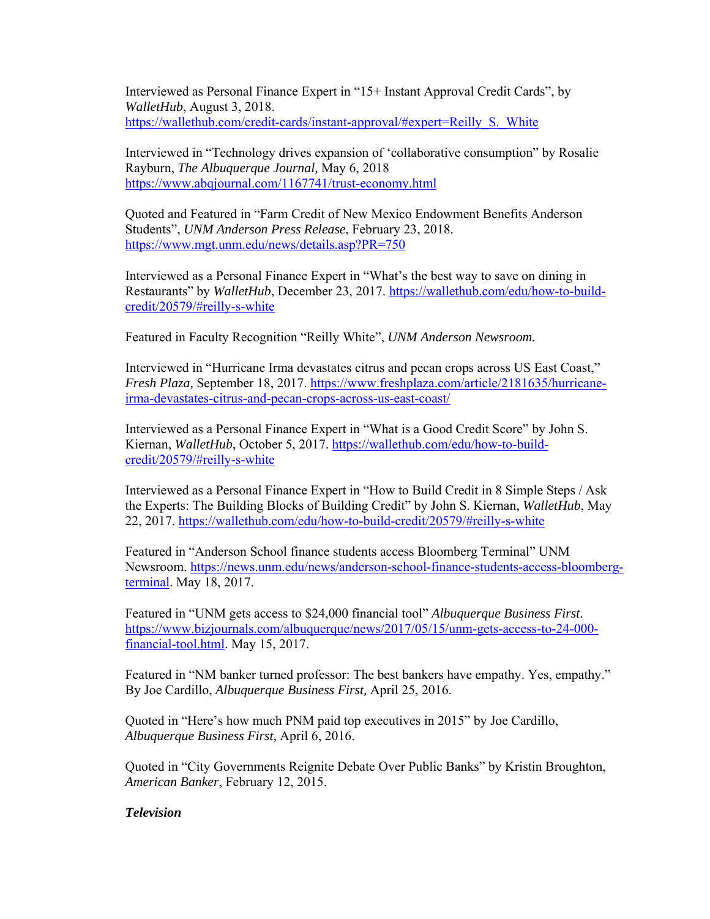Interviewed as Personal Finance Expert in “15+ Instant Approval Credit Cards”, by *WalletHub*, August 3, 2018. https://wallethub.com/credit-cards/instant-approval/#expert=Reilly_S._White

Interviewed in “Technology drives expansion of ‘collaborative consumption” by Rosalie Rayburn, *The Albuquerque Journal*, May 6, 2018 https://www.abqjournal.com/1167741/trust-economy.html

Quoted and Featured in “Farm Credit of New Mexico Endowment Benefits Anderson Students”, *UNM Anderson Press Release*, February 23, 2018. https://www.mgt.unm.edu/news/details.asp?PR=750

Interviewed as a Personal Finance Expert in “What’s the best way to save on dining in Restaurants” by *WalletHub*, December 23, 2017. https://wallethub.com/edu/how-to-build-credit/20579/#reilly-s-white

Featured in Faculty Recognition “Reilly White”, *UNM Anderson Newsroom.*

Interviewed in “Hurricane Irma devastates citrus and pecan crops across US East Coast,” *Fresh Plaza,* September 18, 2017. https://www.freshplaza.com/article/2181635/hurricane-irma-devastates-citrus-and-pecan-crops-across-us-east-coast/

Interviewed as a Personal Finance Expert in “What is a Good Credit Score” by John S. Kiernan, *WalletHub*, October 5, 2017. https://wallethub.com/edu/how-to-build-credit/20579/#reilly-s-white

Interviewed as a Personal Finance Expert in “How to Build Credit in 8 Simple Steps / Ask the Experts: The Building Blocks of Building Credit” by John S. Kiernan, *WalletHub*, May 22, 2017. https://wallethub.com/edu/how-to-build-credit/20579/#reilly-s-white

Featured in “Anderson School finance students access Bloomberg Terminal” UNM Newsroom. https://news.unm.edu/news/anderson-school-finance-students-access-bloomberg-terminal. May 18, 2017.

Featured in “UNM gets access to $24,000 financial tool” *Albuquerque Business First*. https://www.bizjournals.com/albuquerque/news/2017/05/15/unm-gets-access-to-24-000-financial-tool.html. May 15, 2017.

Featured in “NM banker turned professor: The best bankers have empathy. Yes, empathy.” By Joe Cardillo, *Albuquerque Business First,* April 25, 2016.

Quoted in “Here’s how much PNM paid top executives in 2015” by Joe Cardillo, *Albuquerque Business First,* April 6, 2016.

Quoted in “City Governments Reignite Debate Over Public Banks” by Kristin Broughton, *American Banker*, February 12, 2015.

***Television***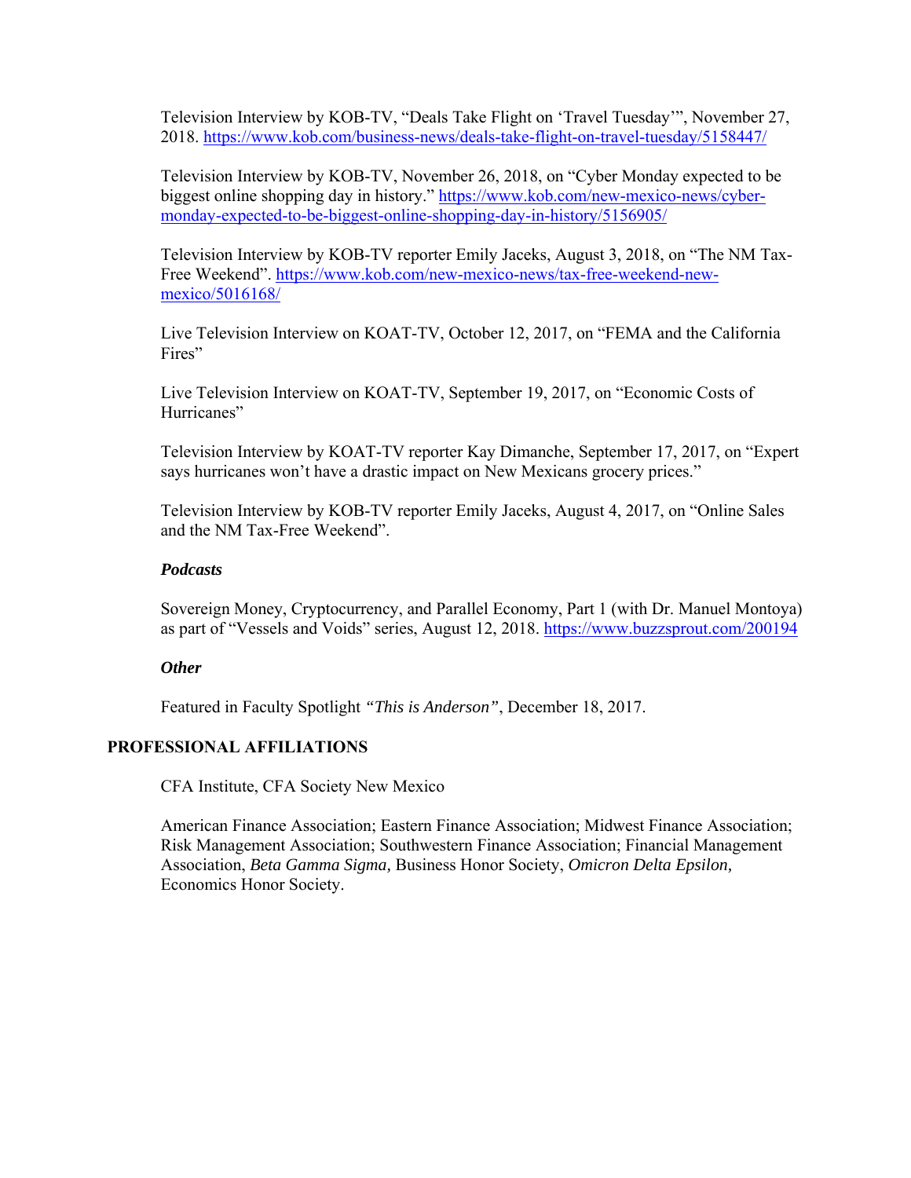Television Interview by KOB-TV, “Deals Take Flight on ‘Travel Tuesday’”, November 27, 2018. https://www.kob.com/business-news/deals-take-flight-on-travel-tuesday/5158447/

Television Interview by KOB-TV, November 26, 2018, on “Cyber Monday expected to be biggest online shopping day in history.” https://www.kob.com/new-mexico-news/cyber-monday-expected-to-be-biggest-online-shopping-day-in-history/5156905/

Television Interview by KOB-TV reporter Emily Jaceks, August 3, 2018, on “The NM Tax-Free Weekend”. https://www.kob.com/new-mexico-news/tax-free-weekend-new-mexico/5016168/

Live Television Interview on KOAT-TV, October 12, 2017, on “FEMA and the California Fires”

Live Television Interview on KOAT-TV, September 19, 2017, on “Economic Costs of Hurricanes”

Television Interview by KOAT-TV reporter Kay Dimanche, September 17, 2017, on “Expert says hurricanes won’t have a drastic impact on New Mexicans grocery prices.”

Television Interview by KOB-TV reporter Emily Jaceks, August 4, 2017, on “Online Sales and the NM Tax-Free Weekend”.

***Podcasts***

Sovereign Money, Cryptocurrency, and Parallel Economy, Part 1 (with Dr. Manuel Montoya) as part of “Vessels and Voids” series, August 12, 2018. https://www.buzzsprout.com/200194

***Other***

Featured in Faculty Spotlight *“This is Anderson”*, December 18, 2017.

## PROFESSIONAL AFFILIATIONS

CFA Institute, CFA Society New Mexico

American Finance Association; Eastern Finance Association; Midwest Finance Association; Risk Management Association; Southwestern Finance Association; Financial Management Association, *Beta Gamma Sigma,* Business Honor Society, *Omicron Delta Epsilon,* Economics Honor Society.